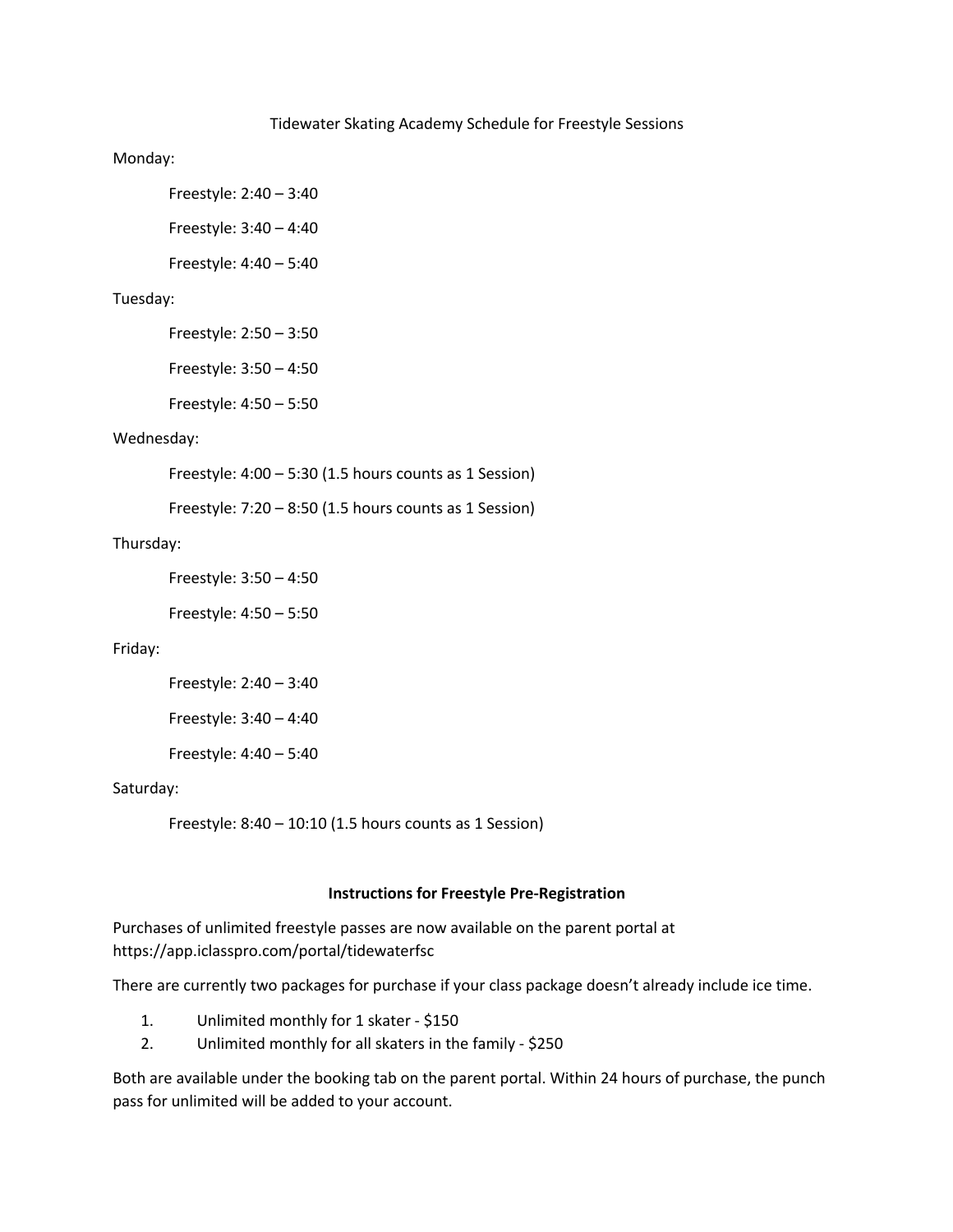# Tidewater Skating Academy Schedule for Freestyle Sessions

Monday:

- Freestyle: 2:40 – 3:40
- Freestyle: 3:40 – 4:40
- Freestyle: 4:40 – 5:40

Tuesday:

- Freestyle: 2:50 – 3:50
- Freestyle: 3:50 – 4:50
- Freestyle: 4:50 – 5:50

Wednesday:

- Freestyle: 4:00 – 5:30 (1.5 hours counts as 1 Session)
- Freestyle: 7:20 – 8:50 (1.5 hours counts as 1 Session)

Thursday:

- Freestyle: 3:50 – 4:50
- Freestyle: 4:50 – 5:50

Friday:

- Freestyle: 2:40 – 3:40
- Freestyle: 3:40 – 4:40
- Freestyle: 4:40 – 5:40

Saturday:

- Freestyle: 8:40 – 10:10 (1.5 hours counts as 1 Session)

## Instructions for Freestyle Pre-Registration

Purchases of unlimited freestyle passes are now available on the parent portal at https://app.iclasspro.com/portal/tidewaterfsc

There are currently two packages for purchase if your class package doesn't already include ice time.

1. Unlimited monthly for 1 skater - $150
2. Unlimited monthly for all skaters in the family - $250

Both are available under the booking tab on the parent portal. Within 24 hours of purchase, the punch pass for unlimited will be added to your account.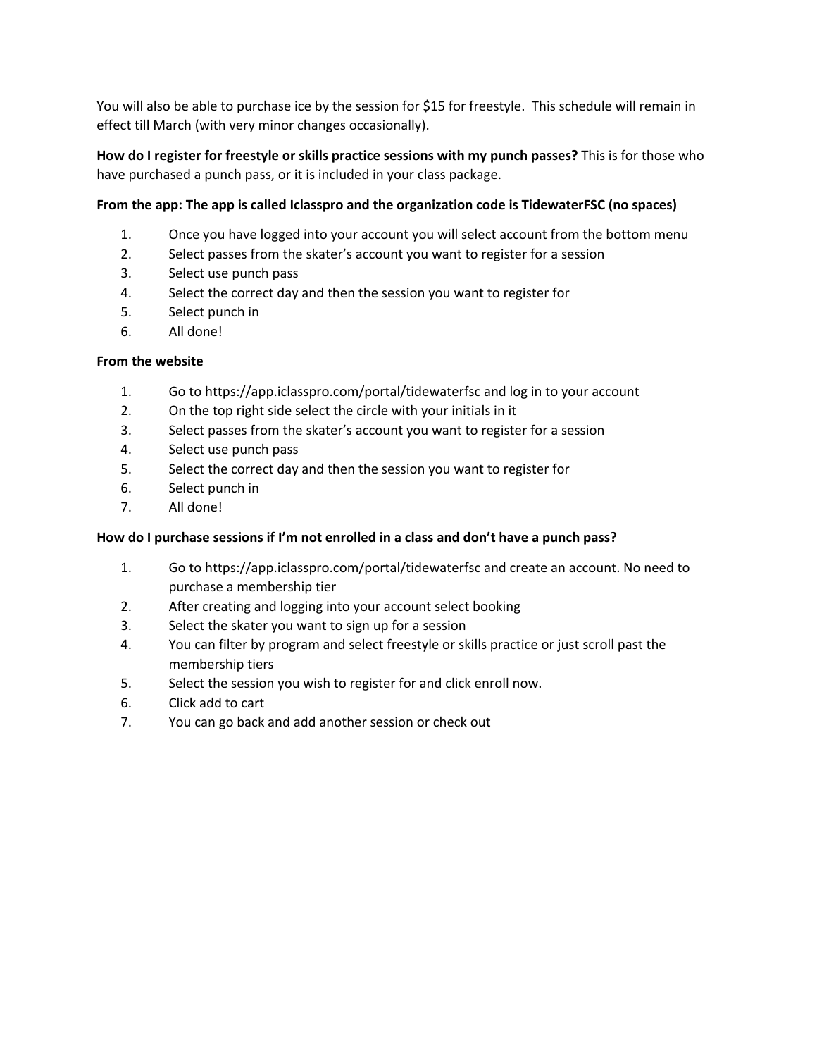You will also be able to purchase ice by the session for $15 for freestyle. This schedule will remain in effect till March (with very minor changes occasionally).

**How do I register for freestyle or skills practice sessions with my punch passes?** This is for those who have purchased a punch pass, or it is included in your class package.

**From the app: The app is called Iclasspro and the organization code is TidewaterFSC (no spaces)**

1. Once you have logged into your account you will select account from the bottom menu
2. Select passes from the skater's account you want to register for a session
3. Select use punch pass
4. Select the correct day and then the session you want to register for
5. Select punch in
6. All done!

**From the website**

1. Go to https://app.iclasspro.com/portal/tidewaterfsc and log in to your account
2. On the top right side select the circle with your initials in it
3. Select passes from the skater's account you want to register for a session
4. Select use punch pass
5. Select the correct day and then the session you want to register for
6. Select punch in
7. All done!

**How do I purchase sessions if I'm not enrolled in a class and don't have a punch pass?**

1. Go to https://app.iclasspro.com/portal/tidewaterfsc and create an account. No need to purchase a membership tier
2. After creating and logging into your account select booking
3. Select the skater you want to sign up for a session
4. You can filter by program and select freestyle or skills practice or just scroll past the membership tiers
5. Select the session you wish to register for and click enroll now.
6. Click add to cart
7. You can go back and add another session or check out